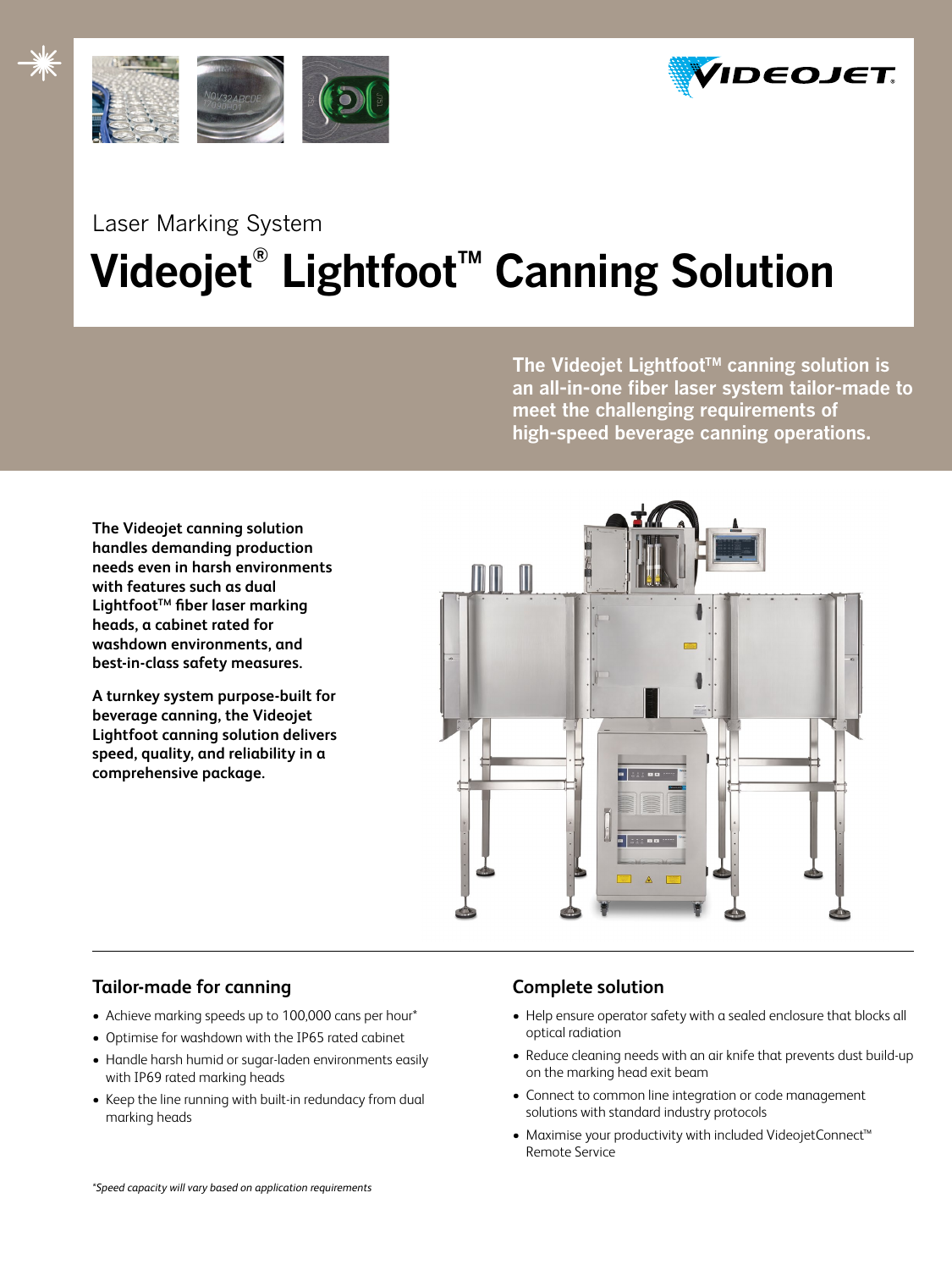Laser Marking System

# Videojet® Lightfoot™ Canning Solution

**The Videojet Lightfoot™ canning solution is an all-in-one fiber laser system tailor-made to meet the challenging requirements of high-speed beverage canning operations.**

**The Videojet canning solution handles demanding production needs even in harsh environments with features such as dual Lightfoot™ fiber laser marking heads, a cabinet rated for washdown environments, and best-in-class safety measures.**

**A turnkey system purpose-built for beverage canning, the Videojet Lightfoot canning solution delivers speed, quality, and reliability in a comprehensive package.**

## Tailor-made for canning

- Achieve marking speeds up to 100,000 cans per hour*
- Optimise for washdown with the IP65 rated cabinet
- Handle harsh humid or sugar-laden environments easily with IP69 rated marking heads
- Keep the line running with built-in redundacy from dual marking heads

## Complete solution

- Help ensure operator safety with a sealed enclosure that blocks all optical radiation
- Reduce cleaning needs with an air knife that prevents dust build-up on the marking head exit beam
- Connect to common line integration or code management solutions with standard industry protocols
- Maximise your productivity with included VideojetConnect™ Remote Service

*Speed capacity will vary based on application requirements*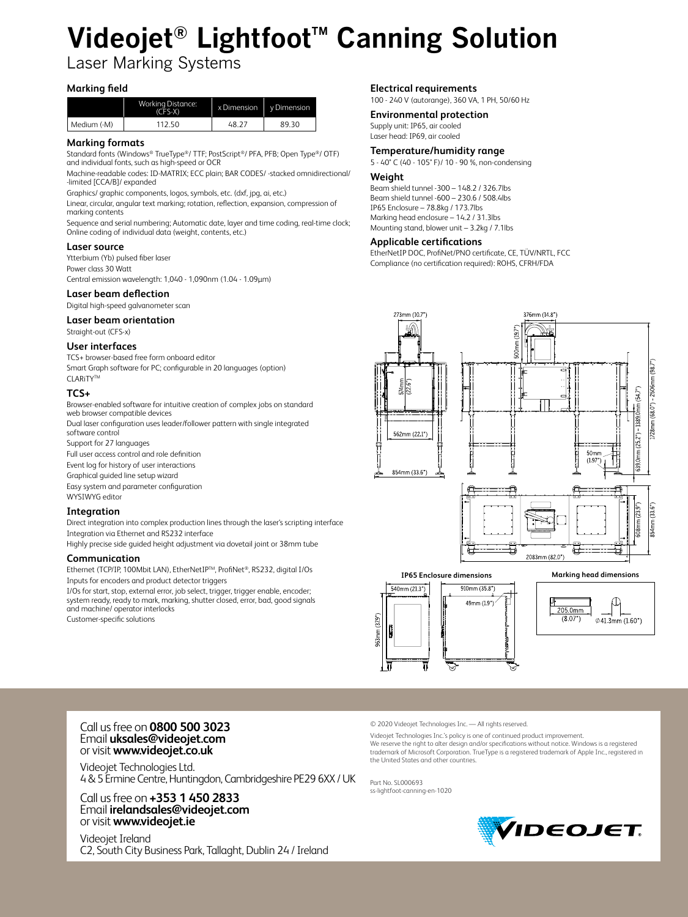# Videojet® Lightfoot™ Canning Solution

Laser Marking Systems

### Marking field

| | Working Distance: (CFS-X) | x Dimension | y Dimension |
|---|---|---|---|
| Medium (-M) | 112.50 | 48.27 | 89.30 |

### Marking formats

Standard fonts (Windows® TrueType®/ TTF; PostScript®/ PFA, PFB; Open Type®/ OTF) and individual fonts, such as high-speed or OCR

Machine-readable codes: ID-MATRIX; ECC plain; BAR CODES/ -stacked omnidirectional/ -limited [CCA/B]/ expanded

Graphics/ graphic components, logos, symbols, etc. (dxf, jpg, ai, etc.)

Linear, circular, angular text marking; rotation, reflection, expansion, compression of marking contents

Sequence and serial numbering; Automatic date, layer and time coding, real-time clock; Online coding of individual data (weight, contents, etc.)

### Laser source

Ytterbium (Yb) pulsed fiber laser

Power class 30 Watt

Central emission wavelength: 1,040 - 1,090nm (1.04 - 1.09µm)

### Laser beam deflection

Digital high-speed galvanometer scan

### Laser beam orientation

Straight-out (CFS-x)

### User interfaces

TCS+ browser-based free form onboard editor

Smart Graph software for PC; configurable in 20 languages (option)

CLARiTY™

### TCS+

Browser-enabled software for intuitive creation of complex jobs on standard web browser compatible devices

Dual laser configuration uses leader/follower pattern with single integrated software control

Support for 27 languages

Full user access control and role definition

Event log for history of user interactions

Graphical guided line setup wizard

Easy system and parameter configuration

WYSIWYG editor

### Integration

Direct integration into complex production lines through the laser's scripting interface

Integration via Ethernet and RS232 interface

Highly precise side guided height adjustment via dovetail joint or 38mm tube

### Communication

Ethernet (TCP/IP, 100Mbit LAN), EtherNetIP™, ProfiNet®, RS232, digital I/Os

Inputs for encoders and product detector triggers

I/Os for start, stop, external error, job select, trigger, trigger enable, encoder; system ready, ready to mark, marking, shutter closed, error, bad, good signals and machine/ operator interlocks

Customer-specific solutions

### Electrical requirements

100 - 240 V (autorange), 360 VA, 1 PH, 50/60 Hz

### Environmental protection

Supply unit: IP65, air cooled

Laser head: IP69, air cooled

### Temperature/humidity range

5 - 40° C (40 - 105° F)/ 10 - 90 %, non-condensing

### Weight

Beam shield tunnel -300 – 148.2 / 326.7lbs

Beam shield tunnel -600 – 230.6 / 508.4lbs

IP65 Enclosure – 78.8kg / 173.7lbs

Marking head enclosure – 14.2 / 31.3lbs

Mounting stand, blower unit – 3.2kg / 7.1lbs

### Applicable certifications

EtherNetIP DOC, ProfiNet/PNO certificate, CE, TÜV/NRTL, FCC

Compliance (no certification required): ROHS, CFRH/FDA

273mm (10.7")
376mm (14.8")
500mm (19.7")
574mm (22.6")
562mm (22.1")
854mm (33.6")
50mm (1.97")
639.0mm (25.2") - 1389.0mm (54.7")
1728mm (68.0") - 2506mm (98.7")
608mm (23.9")
854mm (33.6")
2083mm (82.0")

**IP65 Enclosure dimensions**

540mm (21.3")
910mm (35.8")
49mm (1.9")
963mm (37.9")

**Marking head dimensions**

205.0mm (8.07")
⌀41.3mm (1.60")

Call us free on **0800 500 3023**
Email **uksales@videojet.com**
or visit **www.videojet.co.uk**

Videojet Technologies Ltd.
4 & 5 Ermine Centre, Huntingdon, Cambridgeshire PE29 6XX / UK

Call us free on **+353 1 450 2833**
Email **irelandsales@videojet.com**
or visit **www.videojet.ie**

Videojet Ireland
C2, South City Business Park, Tallaght, Dublin 24 / Ireland

© 2020 Videojet Technologies Inc. — All rights reserved.

Videojet Technologies Inc.'s policy is one of continued product improvement. We reserve the right to alter design and/or specifications without notice. Windows is a registered trademark of Microsoft Corporation. TrueType is a registered trademark of Apple Inc., registered in the United States and other countries.

Part No. SL000693
ss-lightfoot-canning-en-1020

VIDEOJET